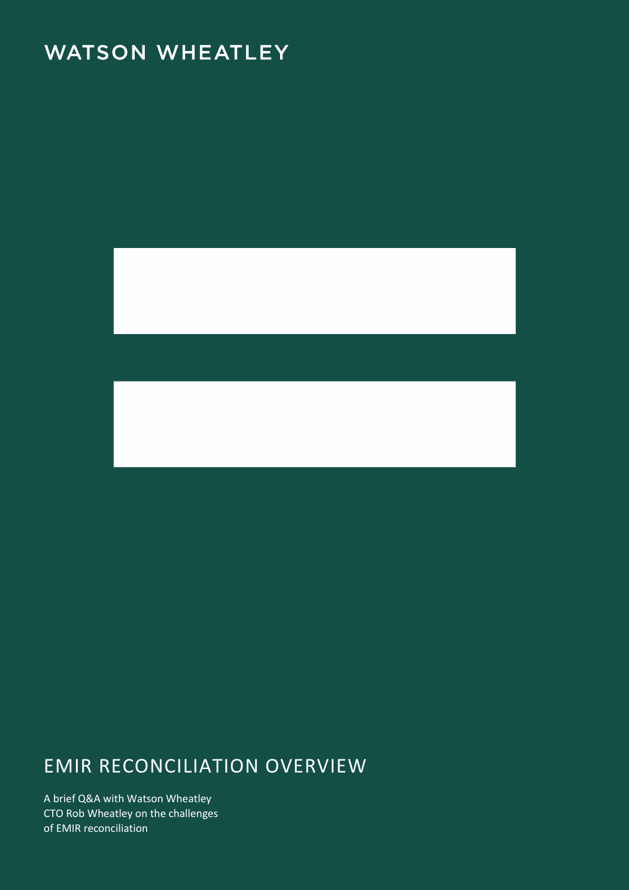WATSON WHEATLEY

# EMIR RECONCILIATION OVERVIEW

A brief Q&A with Watson Wheatley CTO Rob Wheatley on the challenges of EMIR reconciliation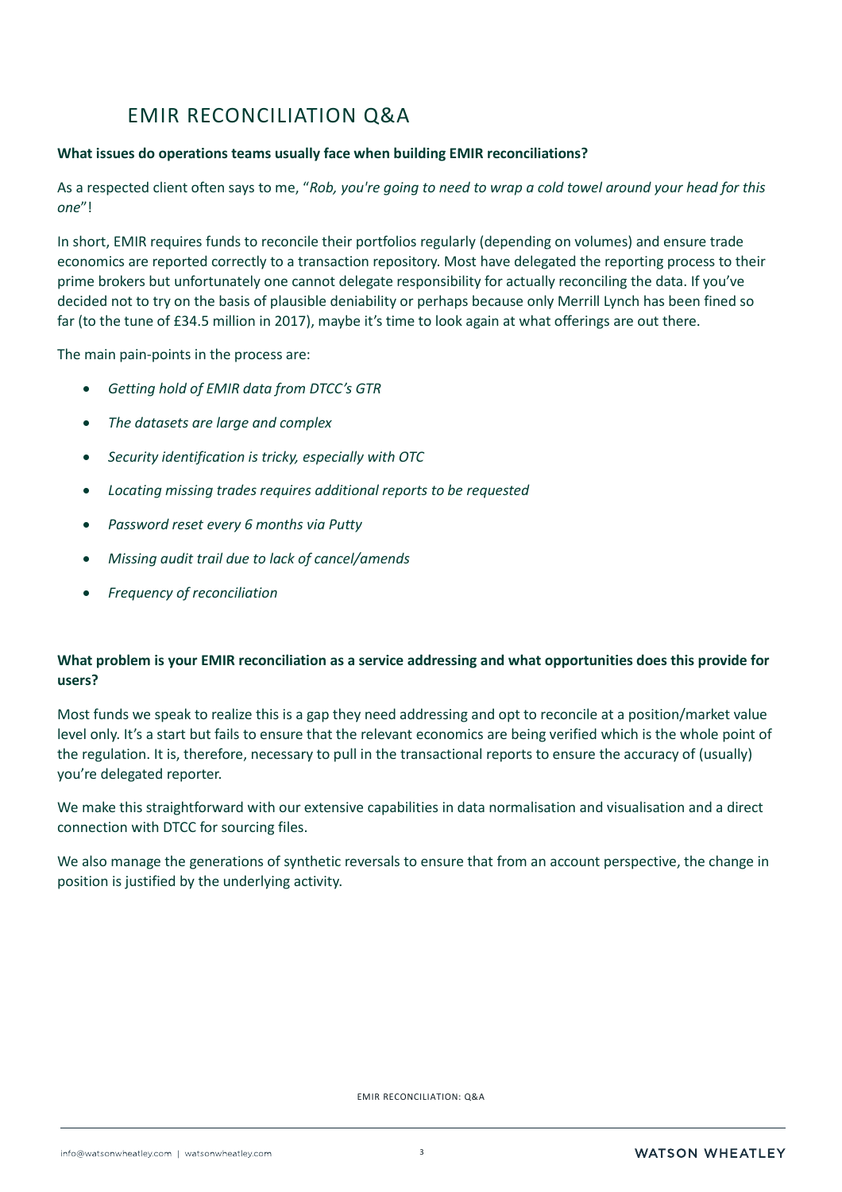# EMIR RECONCILIATION Q&A

**What issues do operations teams usually face when building EMIR reconciliations?**

As a respected client often says to me, "*Rob, you're going to need to wrap a cold towel around your head for this one*"!

In short, EMIR requires funds to reconcile their portfolios regularly (depending on volumes) and ensure trade economics are reported correctly to a transaction repository. Most have delegated the reporting process to their prime brokers but unfortunately one cannot delegate responsibility for actually reconciling the data. If you've decided not to try on the basis of plausible deniability or perhaps because only Merrill Lynch has been fined so far (to the tune of £34.5 million in 2017), maybe it's time to look again at what offerings are out there.

The main pain-points in the process are:

- *Getting hold of EMIR data from DTCC's GTR*
- *The datasets are large and complex*
- *Security identification is tricky, especially with OTC*
- *Locating missing trades requires additional reports to be requested*
- *Password reset every 6 months via Putty*
- *Missing audit trail due to lack of cancel/amends*
- *Frequency of reconciliation*

**What problem is your EMIR reconciliation as a service addressing and what opportunities does this provide for users?**

Most funds we speak to realize this is a gap they need addressing and opt to reconcile at a position/market value level only. It's a start but fails to ensure that the relevant economics are being verified which is the whole point of the regulation. It is, therefore, necessary to pull in the transactional reports to ensure the accuracy of (usually) you're delegated reporter.

We make this straightforward with our extensive capabilities in data normalisation and visualisation and a direct connection with DTCC for sourcing files.

We also manage the generations of synthetic reversals to ensure that from an account perspective, the change in position is justified by the underlying activity.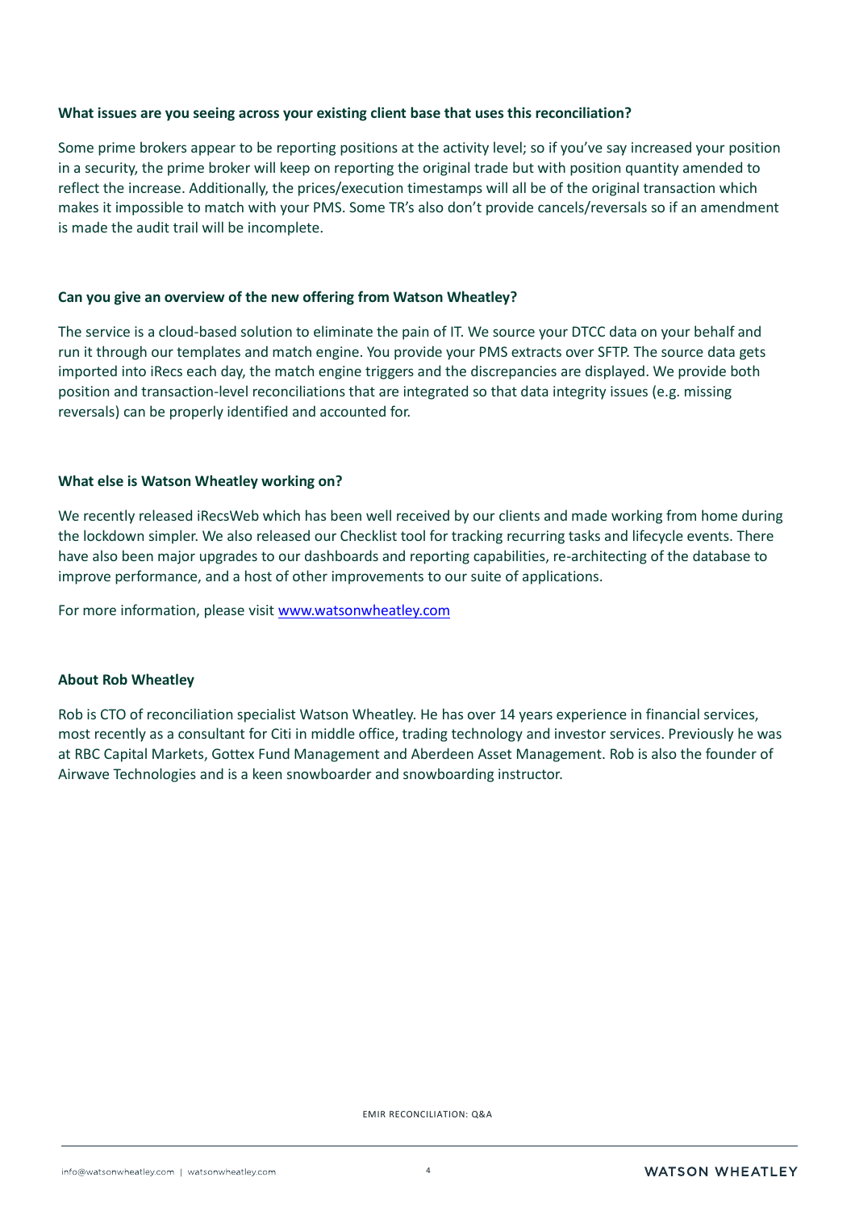**What issues are you seeing across your existing client base that uses this reconciliation?**

Some prime brokers appear to be reporting positions at the activity level; so if you've say increased your position in a security, the prime broker will keep on reporting the original trade but with position quantity amended to reflect the increase. Additionally, the prices/execution timestamps will all be of the original transaction which makes it impossible to match with your PMS. Some TR's also don't provide cancels/reversals so if an amendment is made the audit trail will be incomplete.

**Can you give an overview of the new offering from Watson Wheatley?**

The service is a cloud-based solution to eliminate the pain of IT. We source your DTCC data on your behalf and run it through our templates and match engine. You provide your PMS extracts over SFTP. The source data gets imported into iRecs each day, the match engine triggers and the discrepancies are displayed. We provide both position and transaction-level reconciliations that are integrated so that data integrity issues (e.g. missing reversals) can be properly identified and accounted for.

**What else is Watson Wheatley working on?**

We recently released iRecsWeb which has been well received by our clients and made working from home during the lockdown simpler. We also released our Checklist tool for tracking recurring tasks and lifecycle events. There have also been major upgrades to our dashboards and reporting capabilities, re-architecting of the database to improve performance, and a host of other improvements to our suite of applications.

For more information, please visit [www.watsonwheatley.com](http://www.watsonwheatley.com)

**About Rob Wheatley**

Rob is CTO of reconciliation specialist Watson Wheatley. He has over 14 years experience in financial services, most recently as a consultant for Citi in middle office, trading technology and investor services. Previously he was at RBC Capital Markets, Gottex Fund Management and Aberdeen Asset Management. Rob is also the founder of Airwave Technologies and is a keen snowboarder and snowboarding instructor.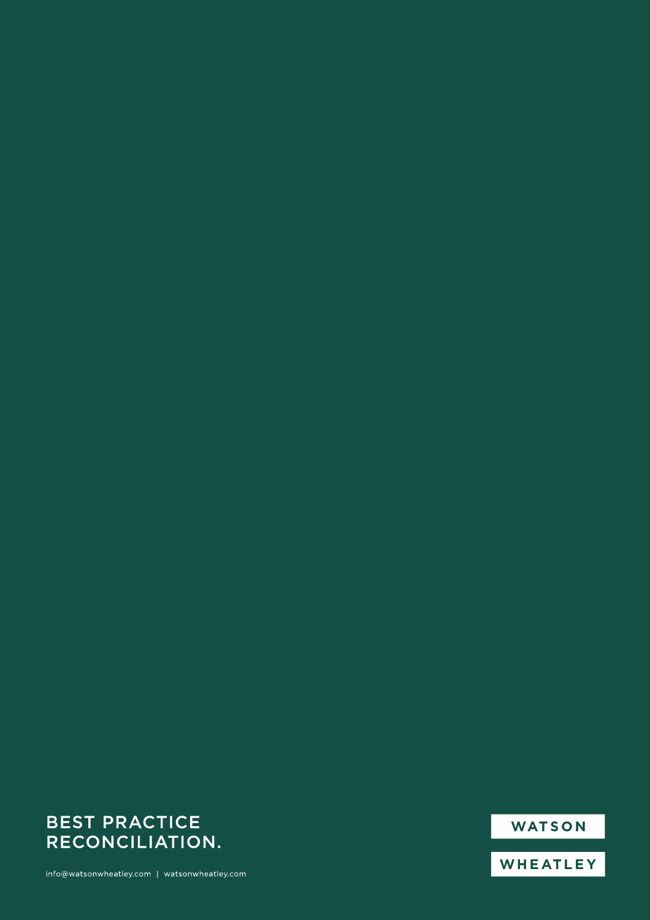**BEST PRACTICE RECONCILIATION.**

info@watsonwheatley.com | watsonwheatley.com

WATSON

WHEATLEY